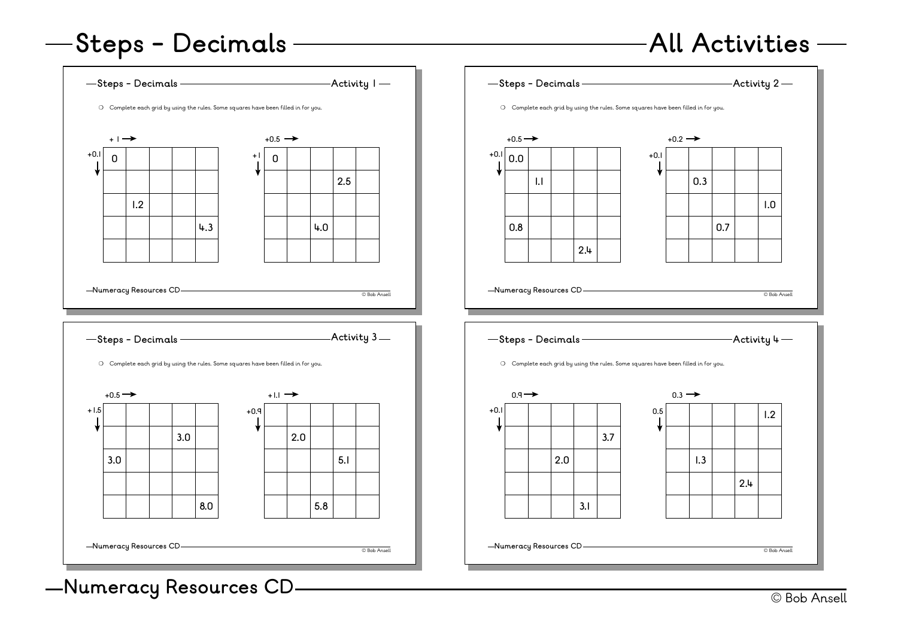# Steps - Decimals — All Activities

## Steps - Decimals — Activity 1

- Complete each grid by using the rules. Some squares have been filled in for you.

Grid 1: across $+1$ →, down $+0.1$ ↓

| | | | | |
|---|---|---|---|---|
| 0 | | | | |
| | | | | |
| | 1.2 | | | |
| | | | | 4.3 |
| | | | | |

Grid 2: across $+0.5$ →, down $+1$ ↓

| | | | | |
|---|---|---|---|---|
| 0 | | | | |
| | | | 2.5 | |
| | | | | |
| | | 4.0 | | |
| | | | | |

Numeracy Resources CD — © Bob Ansell

## Steps - Decimals — Activity 2

- Complete each grid by using the rules. Some squares have been filled in for you.

Grid 1: across $+0.5$ →, down $+0.1$ ↓

| | | | | |
|---|---|---|---|---|
| 0.0 | | | | |
| | 1.1 | | | |
| | | | | |
| 0.8 | | | | |
| | | | 2.4 | |

Grid 2: across $+0.2$ →, down $+0.1$ ↓

| | | | | |
|---|---|---|---|---|
| | | | | |
| | 0.3 | | | |
| | | | | 1.0 |
| | | 0.7 | | |
| | | | | |

Numeracy Resources CD — © Bob Ansell

## Steps - Decimals — Activity 3

- Complete each grid by using the rules. Some squares have been filled in for you.

Grid 1: across $+0.5$ →, down $+1.5$ ↓

| | | | | |
|---|---|---|---|---|
| | | | | |
| | | | 3.0 | |
| 3.0 | | | | |
| | | | | |
| | | | | 8.0 |

Grid 2: across $+1.1$ →, down $+0.9$ ↓

| | | | | |
|---|---|---|---|---|
| | | | | |
| | 2.0 | | | |
| | | | 5.1 | |
| | | | | |
| | | 5.8 | | |

Numeracy Resources CD — © Bob Ansell

## Steps - Decimals — Activity 4

- Complete each grid by using the rules. Some squares have been filled in for you.

Grid 1: across $0.9$ →, down $+0.1$ ↓

| | | | | |
|---|---|---|---|---|
| | | | | |
| | | | | 3.7 |
| | | 2.0 | | |
| | | | | |
| | | | 3.1 | |

Grid 2: across $0.3$ →, down $0.5$ ↓

| | | | | |
|---|---|---|---|---|
| | | | | 1.2 |
| | | | | |
| | 1.3 | | | |
| | | | 2.4 | |
| | | | | |

Numeracy Resources CD — © Bob Ansell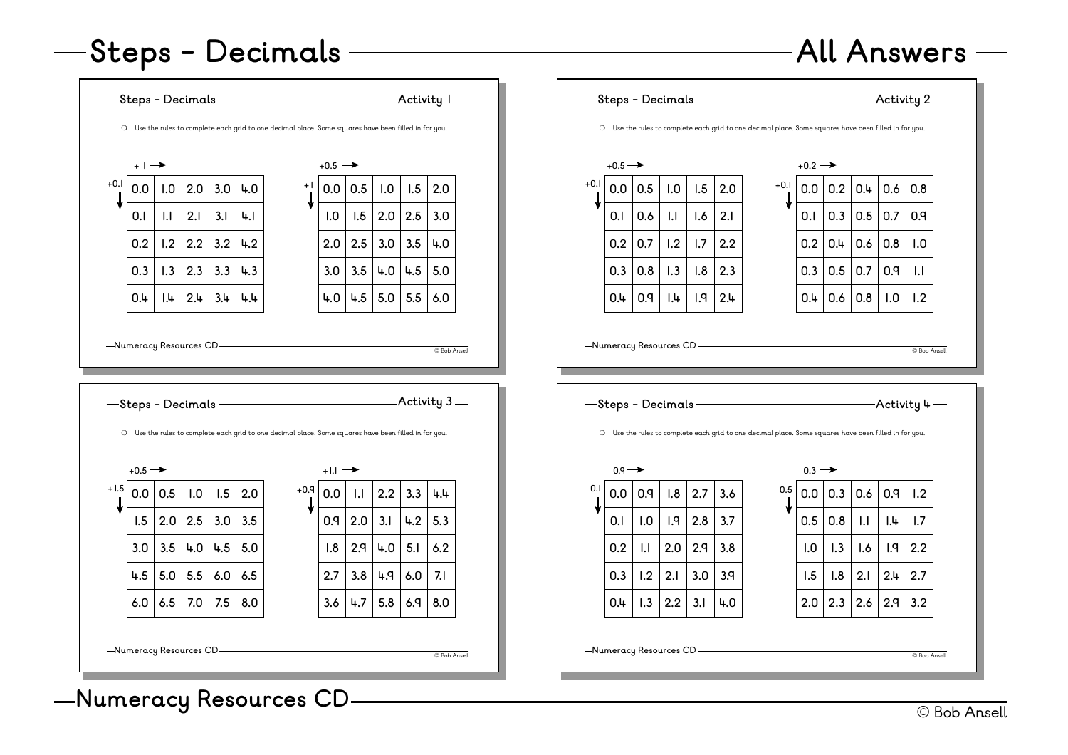# Steps - Decimals — All Answers

## Steps - Decimals — Activity 1

❍ Use the rules to complete each grid to one decimal place. Some squares have been filled in for you.

Across: +1 → ; Down: +0.1 ↓

| 0.0 | 1.0 | 2.0 | 3.0 | 4.0 |
|---|---|---|---|---|
| 0.1 | 1.1 | 2.1 | 3.1 | 4.1 |
| 0.2 | 1.2 | 2.2 | 3.2 | 4.2 |
| 0.3 | 1.3 | 2.3 | 3.3 | 4.3 |
| 0.4 | 1.4 | 2.4 | 3.4 | 4.4 |

Across: +0.5 → ; Down: +1 ↓

| 0.0 | 0.5 | 1.0 | 1.5 | 2.0 |
|---|---|---|---|---|
| 1.0 | 1.5 | 2.0 | 2.5 | 3.0 |
| 2.0 | 2.5 | 3.0 | 3.5 | 4.0 |
| 3.0 | 3.5 | 4.0 | 4.5 | 5.0 |
| 4.0 | 4.5 | 5.0 | 5.5 | 6.0 |

Numeracy Resources CD — © Bob Ansell

## Steps - Decimals — Activity 2

❍ Use the rules to complete each grid to one decimal place. Some squares have been filled in for you.

Across: +0.5 → ; Down: +0.1 ↓

| 0.0 | 0.5 | 1.0 | 1.5 | 2.0 |
|---|---|---|---|---|
| 0.1 | 0.6 | 1.1 | 1.6 | 2.1 |
| 0.2 | 0.7 | 1.2 | 1.7 | 2.2 |
| 0.3 | 0.8 | 1.3 | 1.8 | 2.3 |
| 0.4 | 0.9 | 1.4 | 1.9 | 2.4 |

Across: +0.2 → ; Down: +0.1 ↓

| 0.0 | 0.2 | 0.4 | 0.6 | 0.8 |
|---|---|---|---|---|
| 0.1 | 0.3 | 0.5 | 0.7 | 0.9 |
| 0.2 | 0.4 | 0.6 | 0.8 | 1.0 |
| 0.3 | 0.5 | 0.7 | 0.9 | 1.1 |
| 0.4 | 0.6 | 0.8 | 1.0 | 1.2 |

Numeracy Resources CD — © Bob Ansell

## Steps - Decimals — Activity 3

❍ Use the rules to complete each grid to one decimal place. Some squares have been filled in for you.

Across: +0.5 → ; Down: +1.5 ↓

| 0.0 | 0.5 | 1.0 | 1.5 | 2.0 |
|---|---|---|---|---|
| 1.5 | 2.0 | 2.5 | 3.0 | 3.5 |
| 3.0 | 3.5 | 4.0 | 4.5 | 5.0 |
| 4.5 | 5.0 | 5.5 | 6.0 | 6.5 |
| 6.0 | 6.5 | 7.0 | 7.5 | 8.0 |

Across: +1.1 → ; Down: +0.9 ↓

| 0.0 | 1.1 | 2.2 | 3.3 | 4.4 |
|---|---|---|---|---|
| 0.9 | 2.0 | 3.1 | 4.2 | 5.3 |
| 1.8 | 2.9 | 4.0 | 5.1 | 6.2 |
| 2.7 | 3.8 | 4.9 | 6.0 | 7.1 |
| 3.6 | 4.7 | 5.8 | 6.9 | 8.0 |

Numeracy Resources CD — © Bob Ansell

## Steps - Decimals — Activity 4

❍ Use the rules to complete each grid to one decimal place. Some squares have been filled in for you.

Across: 0.9 → ; Down: 0.1 ↓

| 0.0 | 0.9 | 1.8 | 2.7 | 3.6 |
|---|---|---|---|---|
| 0.1 | 1.0 | 1.9 | 2.8 | 3.7 |
| 0.2 | 1.1 | 2.0 | 2.9 | 3.8 |
| 0.3 | 1.2 | 2.1 | 3.0 | 3.9 |
| 0.4 | 1.3 | 2.2 | 3.1 | 4.0 |

Across: 0.3 → ; Down: 0.5 ↓

| 0.0 | 0.3 | 0.6 | 0.9 | 1.2 |
|---|---|---|---|---|
| 0.5 | 0.8 | 1.1 | 1.4 | 1.7 |
| 1.0 | 1.3 | 1.6 | 1.9 | 2.2 |
| 1.5 | 1.8 | 2.1 | 2.4 | 2.7 |
| 2.0 | 2.3 | 2.6 | 2.9 | 3.2 |

Numeracy Resources CD — © Bob Ansell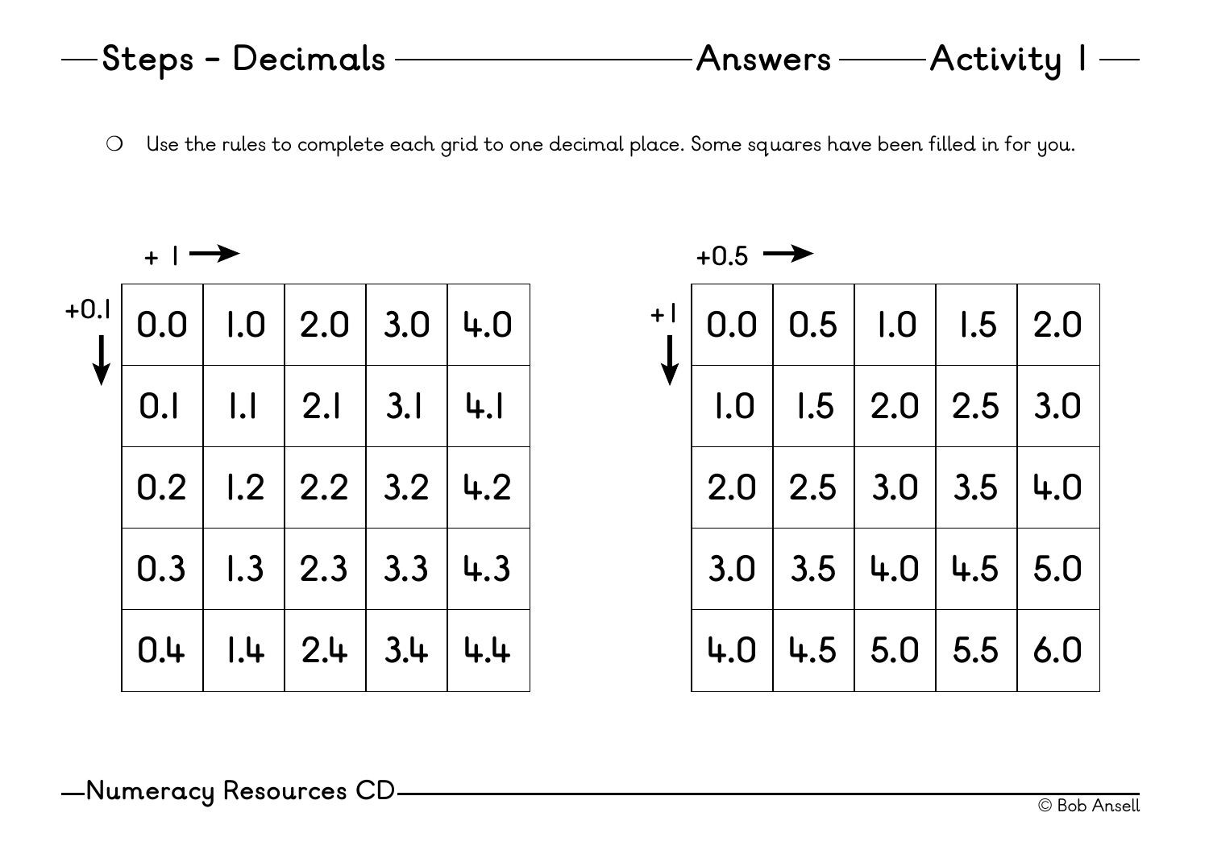# Steps - Decimals — Answers — Activity 1

- Use the rules to complete each grid to one decimal place. Some squares have been filled in for you.

+ 1 → (across), +0.1 ↓ (down)

| | | | | |
|---|---|---|---|---|
| 0.0 | 1.0 | 2.0 | 3.0 | 4.0 |
| 0.1 | 1.1 | 2.1 | 3.1 | 4.1 |
| 0.2 | 1.2 | 2.2 | 3.2 | 4.2 |
| 0.3 | 1.3 | 2.3 | 3.3 | 4.3 |
| 0.4 | 1.4 | 2.4 | 3.4 | 4.4 |

+0.5 → (across), +1 ↓ (down)

| | | | | |
|---|---|---|---|---|
| 0.0 | 0.5 | 1.0 | 1.5 | 2.0 |
| 1.0 | 1.5 | 2.0 | 2.5 | 3.0 |
| 2.0 | 2.5 | 3.0 | 3.5 | 4.0 |
| 3.0 | 3.5 | 4.0 | 4.5 | 5.0 |
| 4.0 | 4.5 | 5.0 | 5.5 | 6.0 |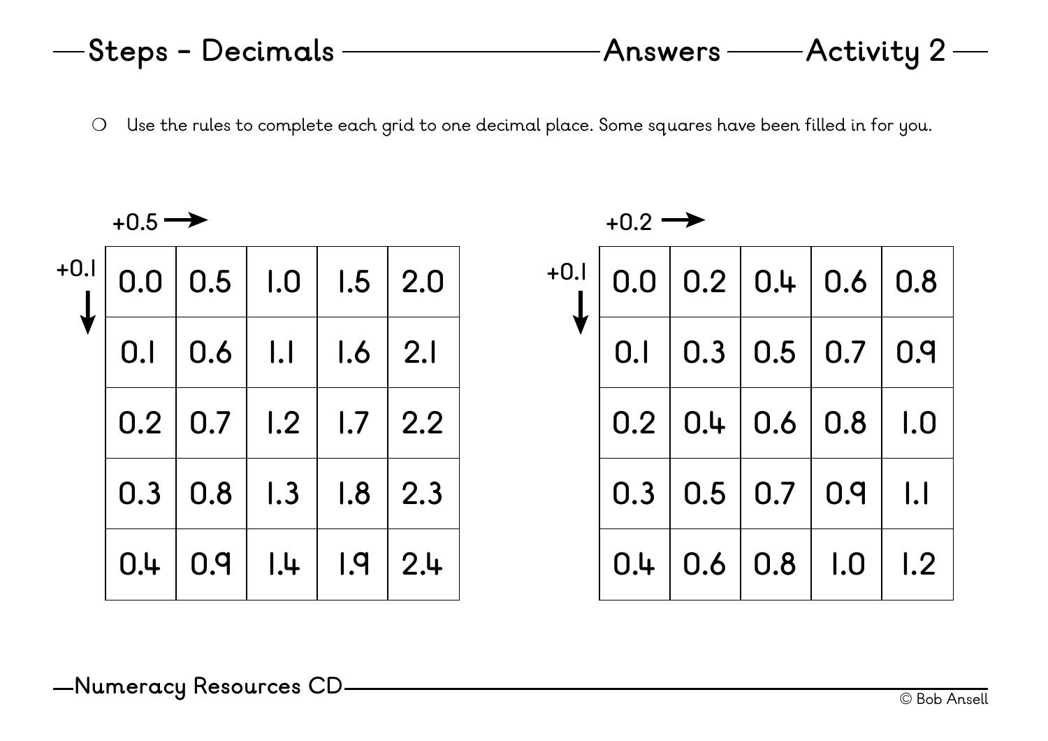## Steps - Decimals — Answers — Activity 2

❍ Use the rules to complete each grid to one decimal place. Some squares have been filled in for you.

+0.5 → (across), +0.1 ↓ (down)

| 0.0 | 0.5 | 1.0 | 1.5 | 2.0 |
|---|---|---|---|---|
| 0.1 | 0.6 | 1.1 | 1.6 | 2.1 |
| 0.2 | 0.7 | 1.2 | 1.7 | 2.2 |
| 0.3 | 0.8 | 1.3 | 1.8 | 2.3 |
| 0.4 | 0.9 | 1.4 | 1.9 | 2.4 |

+0.2 → (across), +0.1 ↓ (down)

| 0.0 | 0.2 | 0.4 | 0.6 | 0.8 |
|---|---|---|---|---|
| 0.1 | 0.3 | 0.5 | 0.7 | 0.9 |
| 0.2 | 0.4 | 0.6 | 0.8 | 1.0 |
| 0.3 | 0.5 | 0.7 | 0.9 | 1.1 |
| 0.4 | 0.6 | 0.8 | 1.0 | 1.2 |

Numeracy Resources CD

© Bob Ansell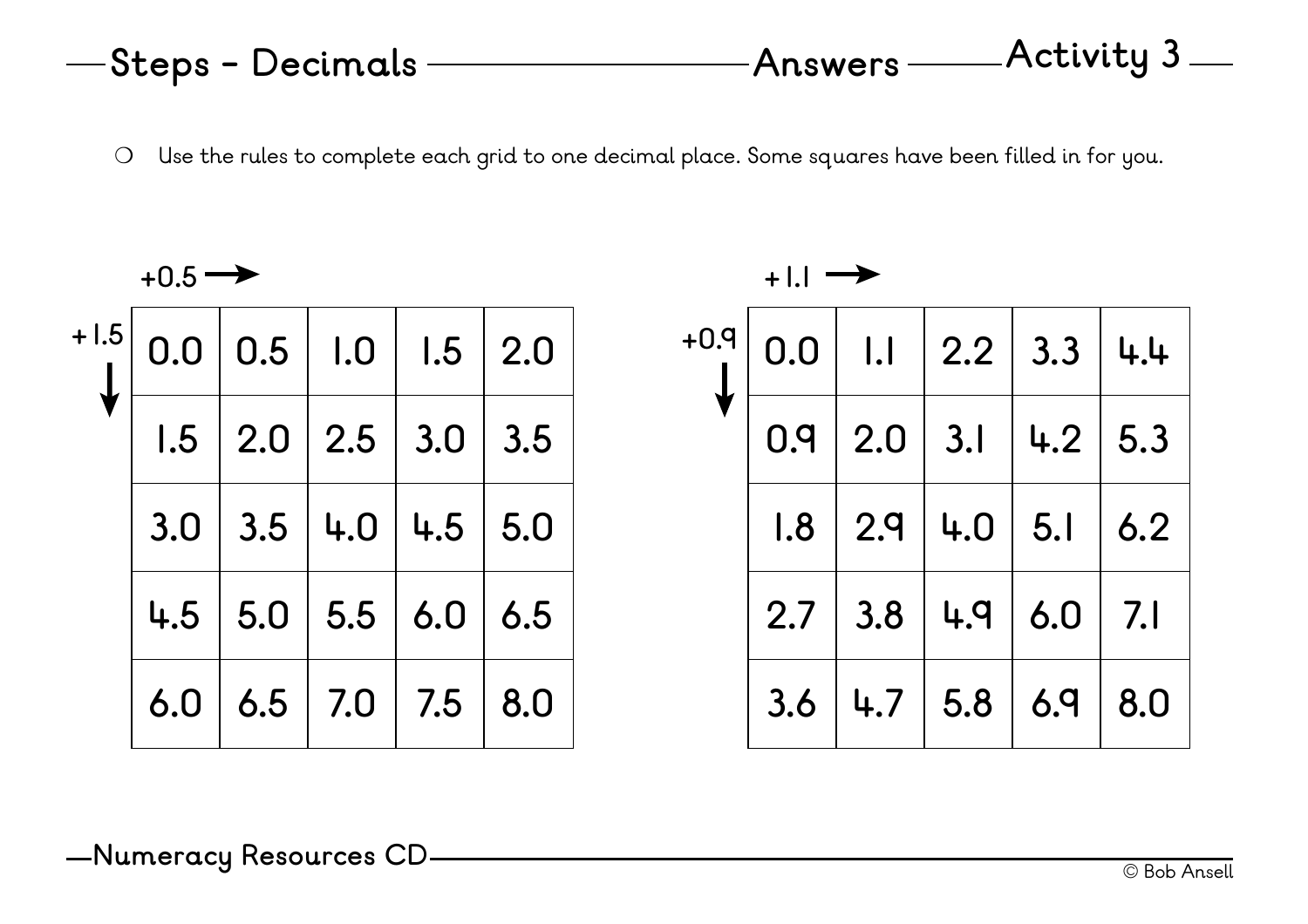## Steps - Decimals — Answers — Activity 3

- Use the rules to complete each grid to one decimal place. Some squares have been filled in for you.

+0.5 → (across), +1.5 ↓ (down)

| 0.0 | 0.5 | 1.0 | 1.5 | 2.0 |
|---|---|---|---|---|
| 1.5 | 2.0 | 2.5 | 3.0 | 3.5 |
| 3.0 | 3.5 | 4.0 | 4.5 | 5.0 |
| 4.5 | 5.0 | 5.5 | 6.0 | 6.5 |
| 6.0 | 6.5 | 7.0 | 7.5 | 8.0 |

+1.1 → (across), +0.9 ↓ (down)

| 0.0 | 1.1 | 2.2 | 3.3 | 4.4 |
|---|---|---|---|---|
| 0.9 | 2.0 | 3.1 | 4.2 | 5.3 |
| 1.8 | 2.9 | 4.0 | 5.1 | 6.2 |
| 2.7 | 3.8 | 4.9 | 6.0 | 7.1 |
| 3.6 | 4.7 | 5.8 | 6.9 | 8.0 |

Numeracy Resources CD

© Bob Ansell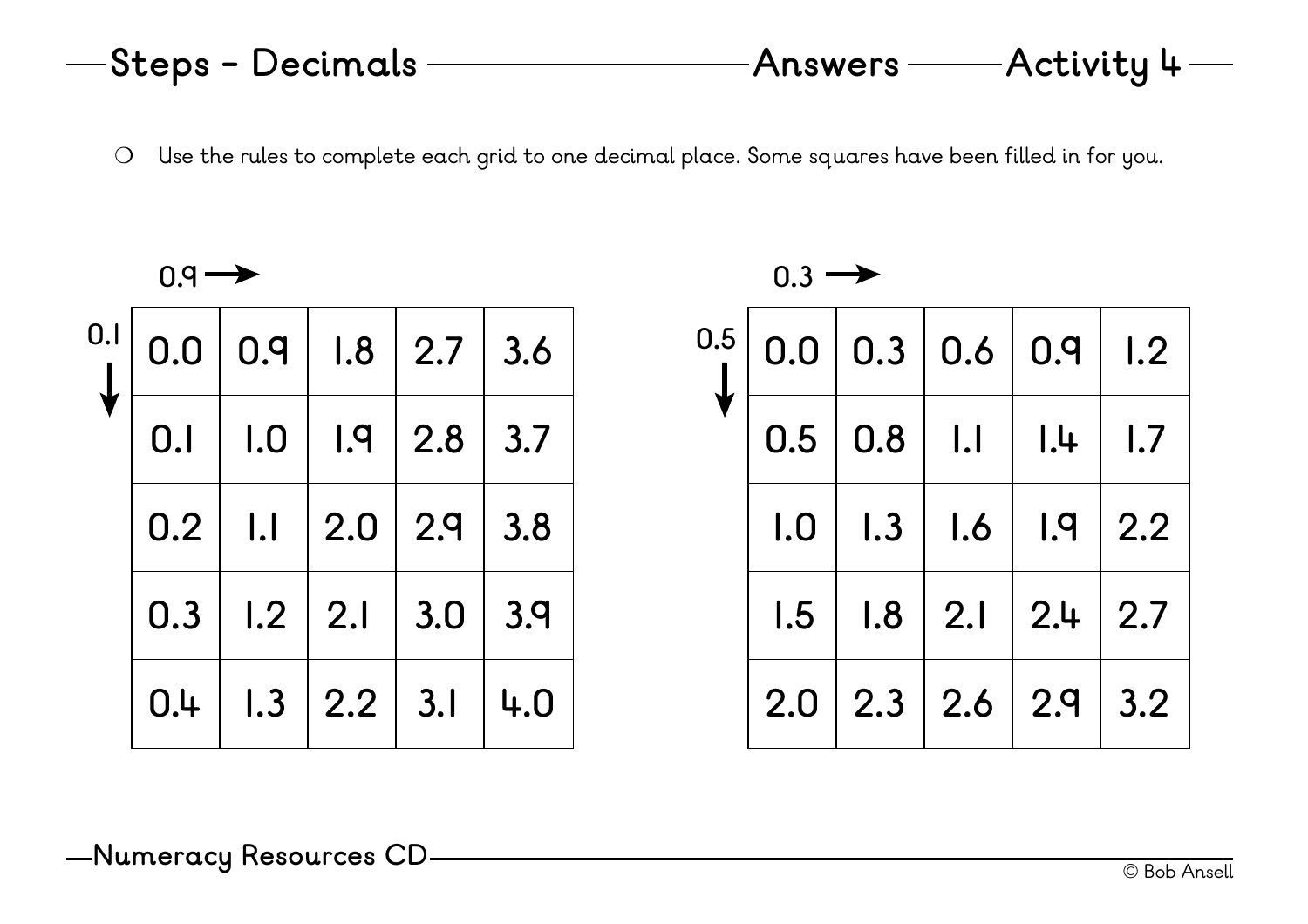# Steps - Decimals — Answers — Activity 4

- Use the rules to complete each grid to one decimal place. Some squares have been filled in for you.

0.9 →

0.1 ↓

| | | | | |
|---|---|---|---|---|
| 0.0 | 0.9 | 1.8 | 2.7 | 3.6 |
| 0.1 | 1.0 | 1.9 | 2.8 | 3.7 |
| 0.2 | 1.1 | 2.0 | 2.9 | 3.8 |
| 0.3 | 1.2 | 2.1 | 3.0 | 3.9 |
| 0.4 | 1.3 | 2.2 | 3.1 | 4.0 |

0.3 →

0.5 ↓

| | | | | |
|---|---|---|---|---|
| 0.0 | 0.3 | 0.6 | 0.9 | 1.2 |
| 0.5 | 0.8 | 1.1 | 1.4 | 1.7 |
| 1.0 | 1.3 | 1.6 | 1.9 | 2.2 |
| 1.5 | 1.8 | 2.1 | 2.4 | 2.7 |
| 2.0 | 2.3 | 2.6 | 2.9 | 3.2 |

Numeracy Resources CD

© Bob Ansell